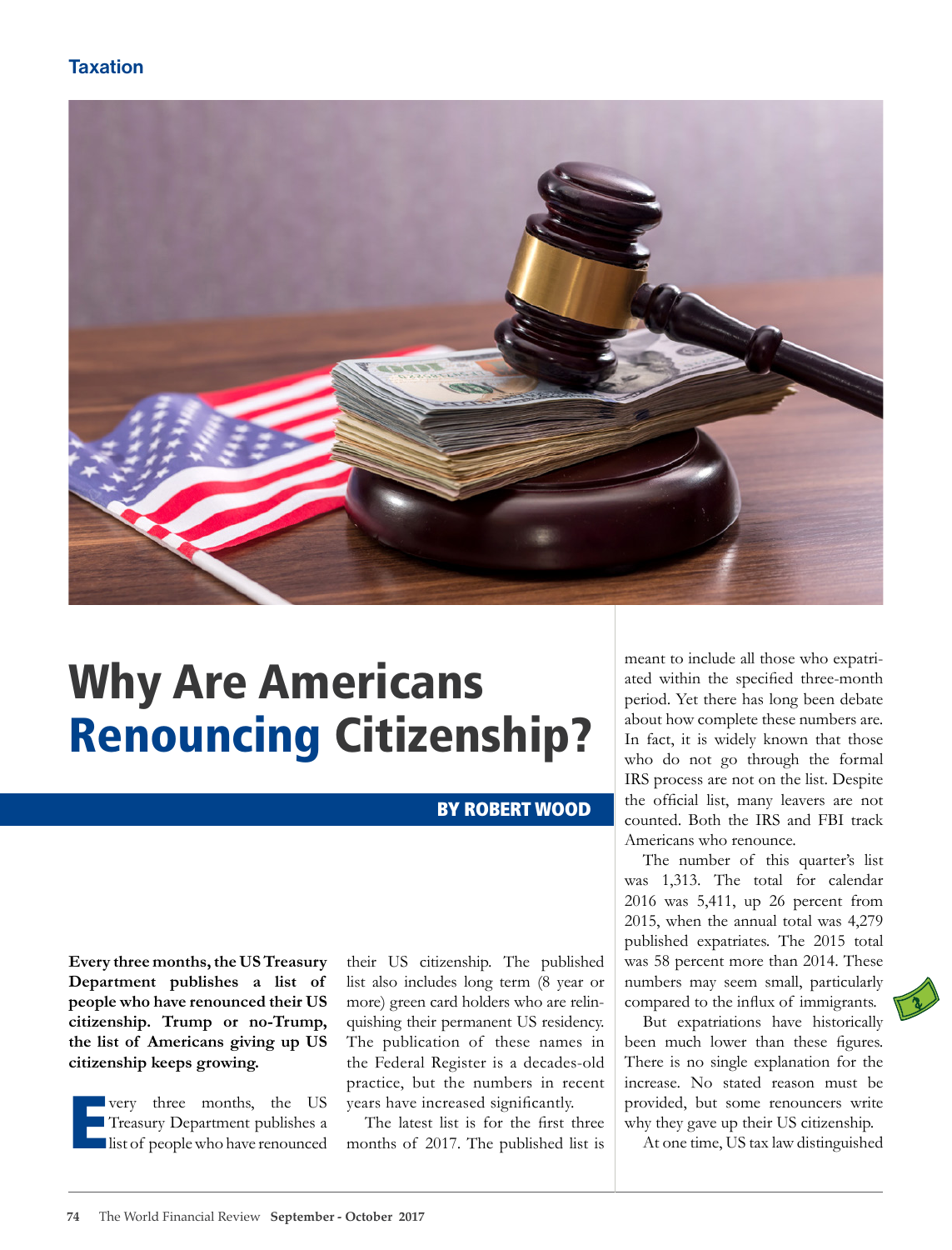# Why Are Americans Renouncing Citizenship?

BY ROBERT WOOD

**Every three months, the US Treasury Department publishes a list of people who have renounced their US citizenship. Trump or no-Trump, the list of Americans giving up US citizenship keeps growing.**

Every three months, the US Treasury Department publishes a list of people who have renounced their US citizenship. The published list also includes long term (8 year or more) green card holders who are relinquishing their permanent US residency. The publication of these names in the Federal Register is a decades-old practice, but the numbers in recent years have increased significantly.

The latest list is for the first three months of 2017. The published list is meant to include all those who expatriated within the specified three-month period. Yet there has long been debate about how complete these numbers are. In fact, it is widely known that those who do not go through the formal IRS process are not on the list. Despite the official list, many leavers are not counted. Both the IRS and FBI track Americans who renounce.

The number of this quarter's list was 1,313. The total for calendar 2016 was 5,411, up 26 percent from 2015, when the annual total was 4,279 published expatriates. The 2015 total was 58 percent more than 2014. These numbers may seem small, particularly compared to the influx of immigrants.

But expatriations have historically been much lower than these figures. There is no single explanation for the increase. No stated reason must be provided, but some renouncers write why they gave up their US citizenship.

At one time, US tax law distinguished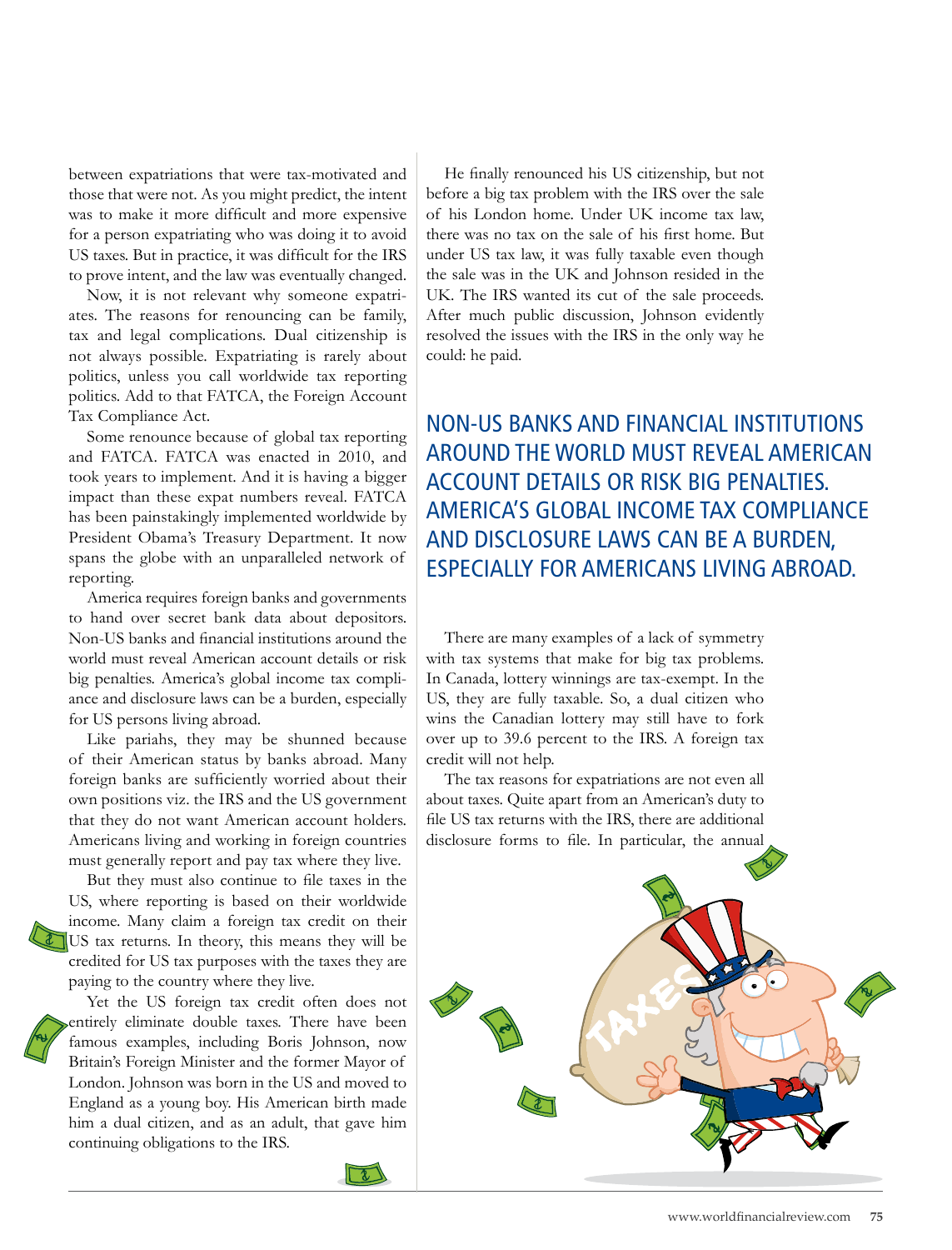between expatriations that were tax-motivated and those that were not. As you might predict, the intent was to make it more difficult and more expensive for a person expatriating who was doing it to avoid US taxes. But in practice, it was difficult for the IRS to prove intent, and the law was eventually changed.

Now, it is not relevant why someone expatriates. The reasons for renouncing can be family, tax and legal complications. Dual citizenship is not always possible. Expatriating is rarely about politics, unless you call worldwide tax reporting politics. Add to that FATCA, the Foreign Account Tax Compliance Act.

Some renounce because of global tax reporting and FATCA. FATCA was enacted in 2010, and took years to implement. And it is having a bigger impact than these expat numbers reveal. FATCA has been painstakingly implemented worldwide by President Obama's Treasury Department. It now spans the globe with an unparalleled network of reporting.

America requires foreign banks and governments to hand over secret bank data about depositors. Non-US banks and financial institutions around the world must reveal American account details or risk big penalties. America's global income tax compliance and disclosure laws can be a burden, especially for US persons living abroad.

Like pariahs, they may be shunned because of their American status by banks abroad. Many foreign banks are sufficiently worried about their own positions viz. the IRS and the US government that they do not want American account holders. Americans living and working in foreign countries must generally report and pay tax where they live.

But they must also continue to file taxes in the US, where reporting is based on their worldwide income. Many claim a foreign tax credit on their US tax returns. In theory, this means they will be credited for US tax purposes with the taxes they are paying to the country where they live.

Yet the US foreign tax credit often does not entirely eliminate double taxes. There have been famous examples, including Boris Johnson, now Britain's Foreign Minister and the former Mayor of London. Johnson was born in the US and moved to England as a young boy. His American birth made him a dual citizen, and as an adult, that gave him continuing obligations to the IRS.

He finally renounced his US citizenship, but not before a big tax problem with the IRS over the sale of his London home. Under UK income tax law, there was no tax on the sale of his first home. But under US tax law, it was fully taxable even though the sale was in the UK and Johnson resided in the UK. The IRS wanted its cut of the sale proceeds. After much public discussion, Johnson evidently resolved the issues with the IRS in the only way he could: he paid.

## NON-US BANKS AND FINANCIAL INSTITUTIONS AROUND THE WORLD MUST REVEAL AMERICAN ACCOUNT DETAILS OR RISK BIG PENALTIES. AMERICA'S GLOBAL INCOME TAX COMPLIANCE AND DISCLOSURE LAWS CAN BE A BURDEN, ESPECIALLY FOR AMERICANS LIVING ABROAD.

There are many examples of a lack of symmetry with tax systems that make for big tax problems. In Canada, lottery winnings are tax-exempt. In the US, they are fully taxable. So, a dual citizen who wins the Canadian lottery may still have to fork over up to 39.6 percent to the IRS. A foreign tax credit will not help.

The tax reasons for expatriations are not even all about taxes. Quite apart from an American's duty to file US tax returns with the IRS, there are additional disclosure forms to file. In particular, the annual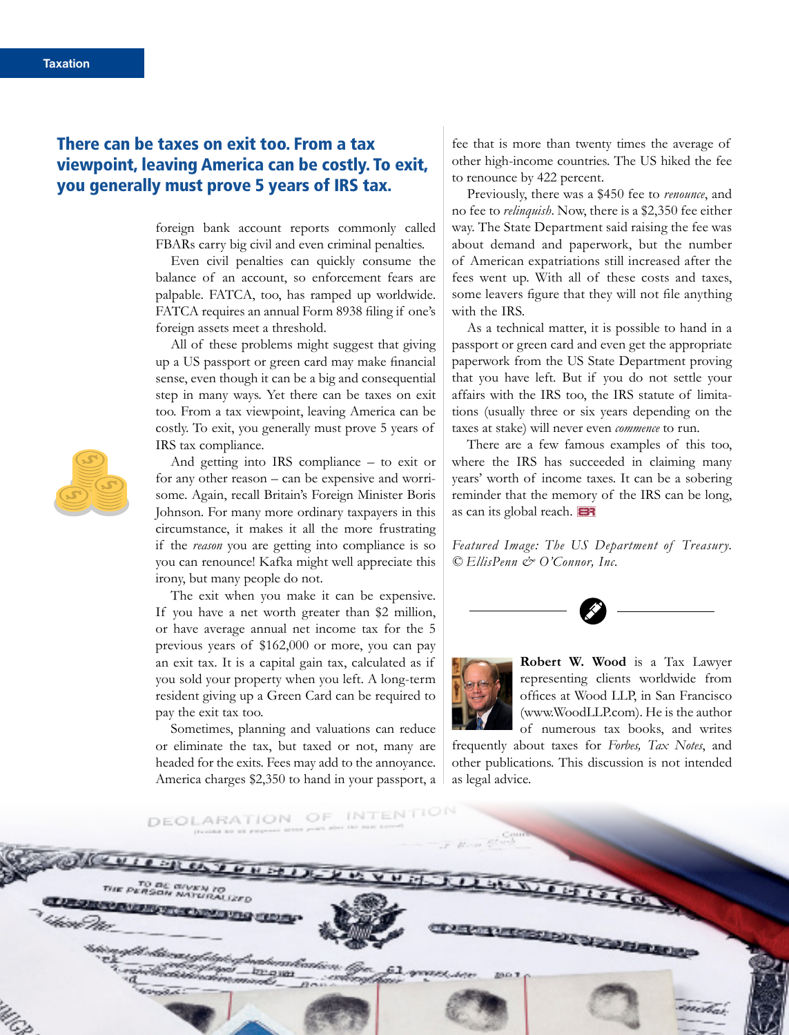**There can be taxes on exit too. From a tax viewpoint, leaving America can be costly. To exit, you generally must prove 5 years of IRS tax.**

foreign bank account reports commonly called FBARs carry big civil and even criminal penalties.

Even civil penalties can quickly consume the balance of an account, so enforcement fears are palpable. FATCA, too, has ramped up worldwide. FATCA requires an annual Form 8938 filing if one's foreign assets meet a threshold.

All of these problems might suggest that giving up a US passport or green card may make financial sense, even though it can be a big and consequential step in many ways. Yet there can be taxes on exit too. From a tax viewpoint, leaving America can be costly. To exit, you generally must prove 5 years of IRS tax compliance.

And getting into IRS compliance – to exit or for any other reason – can be expensive and worrisome. Again, recall Britain's Foreign Minister Boris Johnson. For many more ordinary taxpayers in this circumstance, it makes it all the more frustrating if the *reason* you are getting into compliance is so you can renounce! Kafka might well appreciate this irony, but many people do not.

The exit when you make it can be expensive. If you have a net worth greater than $2 million, or have average annual net income tax for the 5 previous years of $162,000 or more, you can pay an exit tax. It is a capital gain tax, calculated as if you sold your property when you left. A long-term resident giving up a Green Card can be required to pay the exit tax too.

Sometimes, planning and valuations can reduce or eliminate the tax, but taxed or not, many are headed for the exits. Fees may add to the annoyance. America charges $2,350 to hand in your passport, a fee that is more than twenty times the average of other high-income countries. The US hiked the fee to renounce by 422 percent.

Previously, there was a $450 fee to *renounce*, and no fee to *relinquish*. Now, there is a $2,350 fee either way. The State Department said raising the fee was about demand and paperwork, but the number of American expatriations still increased after the fees went up. With all of these costs and taxes, some leavers figure that they will not file anything with the IRS.

As a technical matter, it is possible to hand in a passport or green card and even get the appropriate paperwork from the US State Department proving that you have left. But if you do not settle your affairs with the IRS too, the IRS statute of limitations (usually three or six years depending on the taxes at stake) will never even *commence* to run.

There are a few famous examples of this too, where the IRS has succeeded in claiming many years' worth of income taxes. It can be a sobering reminder that the memory of the IRS can be long, as can its global reach.

*Featured Image: The US Department of Treasury. © EllisPenn & O'Connor, Inc.*

---

**Robert W. Wood** is a Tax Lawyer representing clients worldwide from offices at Wood LLP, in San Francisco (www.WoodLLP.com). He is the author of numerous tax books, and writes frequently about taxes for *Forbes, Tax Notes*, and other publications. This discussion is not intended as legal advice.